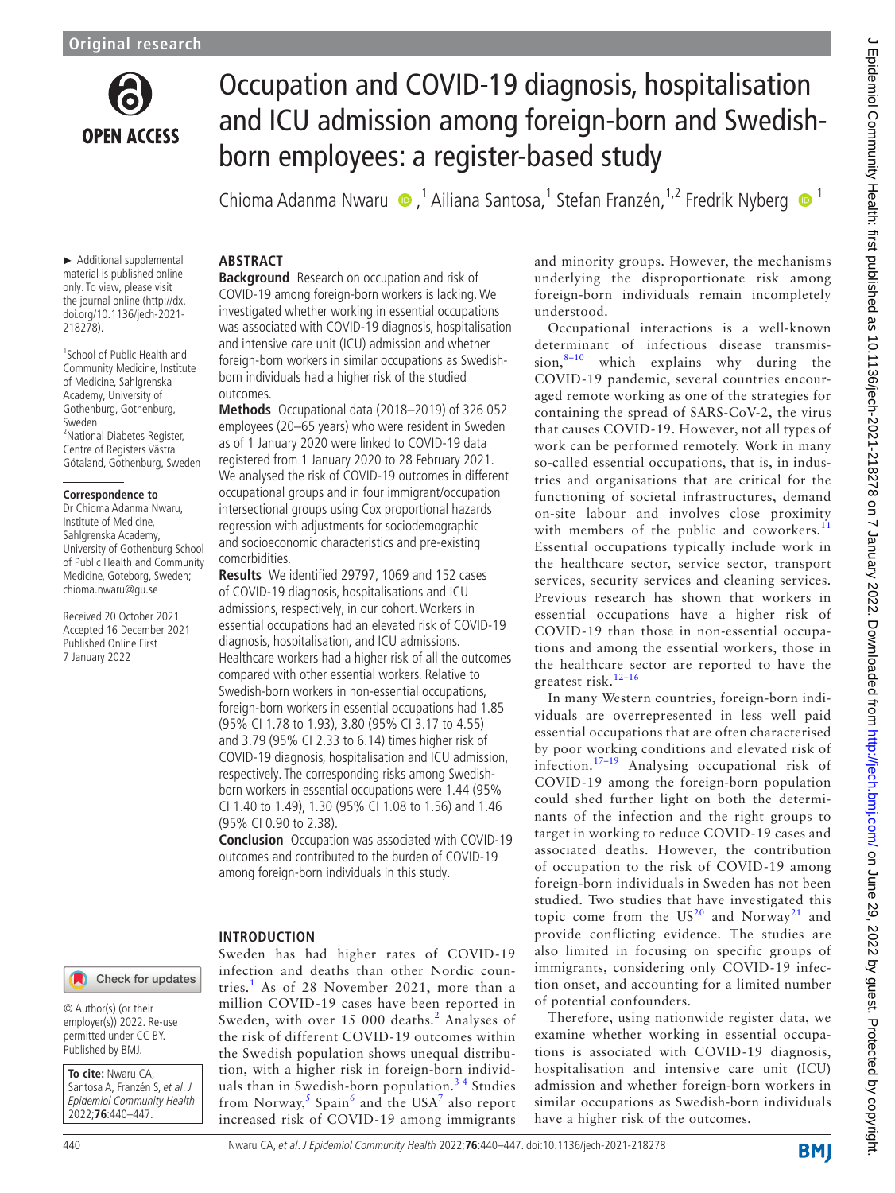Original research

# Occupation and COVID-19 diagnosis, hospitalisation and ICU admission among foreign-born and Swedish-born employees: a register-based study

Chioma Adanma Nwaru [1], Ailiana Santosa [1], Stefan Franzén [1,2], Fredrik Nyberg [1]

► Additional supplemental material is published online only. To view, please visit the journal online (http://dx.doi.org/10.1136/jech-2021-218278).

[1] School of Public Health and Community Medicine, Institute of Medicine, Sahlgrenska Academy, University of Gothenburg, Gothenburg, Sweden
[2] National Diabetes Register, Centre of Registers Västra Götaland, Gothenburg, Sweden

**Correspondence to**
Dr Chioma Adanma Nwaru, Institute of Medicine, Sahlgrenska Academy, University of Gothenburg School of Public Health and Community Medicine, Goteborg, Sweden; chioma.nwaru@gu.se

Received 20 October 2021
Accepted 16 December 2021
Published Online First 7 January 2022

© Author(s) (or their employer(s)) 2022. Re-use permitted under CC BY. Published by BMJ.

**To cite:** Nwaru CA, Santosa A, Franzén S, et al. J Epidemiol Community Health 2022;**76**:440–447.

## ABSTRACT

**Background** Research on occupation and risk of COVID-19 among foreign-born workers is lacking. We investigated whether working in essential occupations was associated with COVID-19 diagnosis, hospitalisation and intensive care unit (ICU) admission and whether foreign-born workers in similar occupations as Swedish-born individuals had a higher risk of the studied outcomes.

**Methods** Occupational data (2018–2019) of 326 052 employees (20–65 years) who were resident in Sweden as of 1 January 2020 were linked to COVID-19 data registered from 1 January 2020 to 28 February 2021. We analysed the risk of COVID-19 outcomes in different occupational groups and in four immigrant/occupation intersectional groups using Cox proportional hazards regression with adjustments for sociodemographic and socioeconomic characteristics and pre-existing comorbidities.

**Results** We identified 29797, 1069 and 152 cases of COVID-19 diagnosis, hospitalisations and ICU admissions, respectively, in our cohort. Workers in essential occupations had an elevated risk of COVID-19 diagnosis, hospitalisation, and ICU admissions. Healthcare workers had a higher risk of all the outcomes compared with other essential workers. Relative to Swedish-born workers in non-essential occupations, foreign-born workers in essential occupations had 1.85 (95% CI 1.78 to 1.93), 3.80 (95% CI 3.17 to 4.55) and 3.79 (95% CI 2.33 to 6.14) times higher risk of COVID-19 diagnosis, hospitalisation and ICU admission, respectively. The corresponding risks among Swedish-born workers in essential occupations were 1.44 (95% CI 1.40 to 1.49), 1.30 (95% CI 1.08 to 1.56) and 1.46 (95% CI 0.90 to 2.38).

**Conclusion** Occupation was associated with COVID-19 outcomes and contributed to the burden of COVID-19 among foreign-born individuals in this study.

## INTRODUCTION

Sweden has had higher rates of COVID-19 infection and deaths than other Nordic countries.[1] As of 28 November 2021, more than a million COVID-19 cases have been reported in Sweden, with over 15 000 deaths.[2] Analyses of the risk of different COVID-19 outcomes within the Swedish population shows unequal distribution, with a higher risk in foreign-born individuals than in Swedish-born population.[3 4] Studies from Norway,[5] Spain[6] and the USA[7] also report increased risk of COVID-19 among immigrants and minority groups. However, the mechanisms underlying the disproportionate risk among foreign-born individuals remain incompletely understood.

Occupational interactions is a well-known determinant of infectious disease transmission,[8–10] which explains why during the COVID-19 pandemic, several countries encouraged remote working as one of the strategies for containing the spread of SARS-CoV-2, the virus that causes COVID-19. However, not all types of work can be performed remotely. Work in many so-called essential occupations, that is, in industries and organisations that are critical for the functioning of societal infrastructures, demand on-site labour and involves close proximity with members of the public and coworkers.[11] Essential occupations typically include work in the healthcare sector, service sector, transport services, security services and cleaning services. Previous research has shown that workers in essential occupations have a higher risk of COVID-19 than those in non-essential occupations and among the essential workers, those in the healthcare sector are reported to have the greatest risk.[12–16]

In many Western countries, foreign-born individuals are overrepresented in less well paid essential occupations that are often characterised by poor working conditions and elevated risk of infection.[17–19] Analysing occupational risk of COVID-19 among the foreign-born population could shed further light on both the determinants of the infection and the right groups to target in working to reduce COVID-19 cases and associated deaths. However, the contribution of occupation to the risk of COVID-19 among foreign-born individuals in Sweden has not been studied. Two studies that have investigated this topic come from the US[20] and Norway[21] and provide conflicting evidence. The studies are also limited in focusing on specific groups of immigrants, considering only COVID-19 infection onset, and accounting for a limited number of potential confounders.

Therefore, using nationwide register data, we examine whether working in essential occupations is associated with COVID-19 diagnosis, hospitalisation and intensive care unit (ICU) admission and whether foreign-born workers in similar occupations as Swedish-born individuals have a higher risk of the outcomes.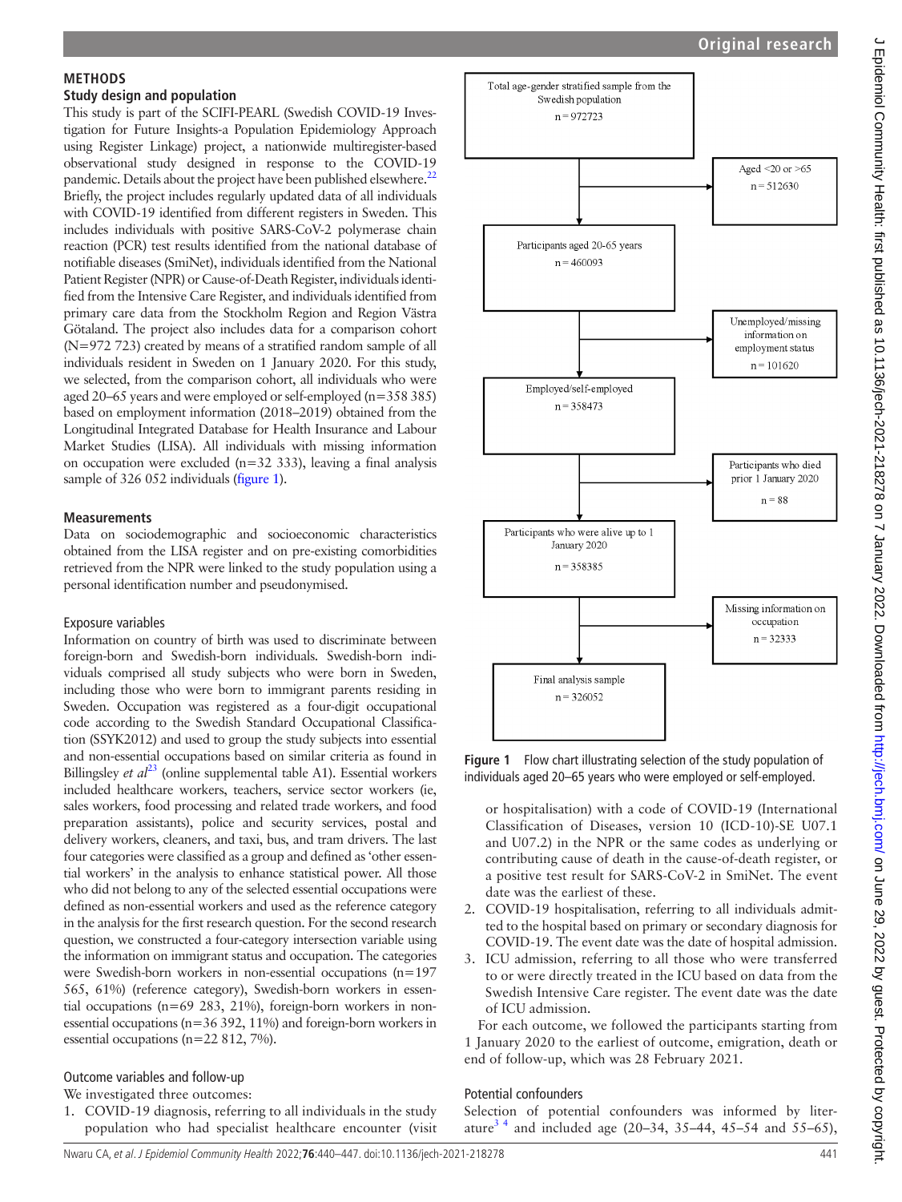## METHODS

### Study design and population

This study is part of the SCIFI-PEARL (Swedish COVID-19 Investigation for Future Insights-a Population Epidemiology Approach using Register Linkage) project, a nationwide multiregister-based observational study designed in response to the COVID-19 pandemic. Details about the project have been published elsewhere.[22] Briefly, the project includes regularly updated data of all individuals with COVID-19 identified from different registers in Sweden. This includes individuals with positive SARS-CoV-2 polymerase chain reaction (PCR) test results identified from the national database of notifiable diseases (SmiNet), individuals identified from the National Patient Register (NPR) or Cause-of-Death Register, individuals identified from the Intensive Care Register, and individuals identified from primary care data from the Stockholm Region and Region Västra Götaland. The project also includes data for a comparison cohort (N=972 723) created by means of a stratified random sample of all individuals resident in Sweden on 1 January 2020. For this study, we selected, from the comparison cohort, all individuals who were aged 20–65 years and were employed or self-employed (n=358 385) based on employment information (2018–2019) obtained from the Longitudinal Integrated Database for Health Insurance and Labour Market Studies (LISA). All individuals with missing information on occupation were excluded (n=32 333), leaving a final analysis sample of 326 052 individuals (figure 1).

### Measurements

Data on sociodemographic and socioeconomic characteristics obtained from the LISA register and on pre-existing comorbidities retrieved from the NPR were linked to the study population using a personal identification number and pseudonymised.

#### Exposure variables

Information on country of birth was used to discriminate between foreign-born and Swedish-born individuals. Swedish-born individuals comprised all study subjects who were born in Sweden, including those who were born to immigrant parents residing in Sweden. Occupation was registered as a four-digit occupational code according to the Swedish Standard Occupational Classification (SSYK2012) and used to group the study subjects into essential and non-essential occupations based on similar criteria as found in Billingsley *et al*[23] (online supplemental table A1). Essential workers included healthcare workers, teachers, service sector workers (ie, sales workers, food processing and related trade workers, and food preparation assistants), police and security services, postal and delivery workers, cleaners, and taxi, bus, and tram drivers. The last four categories were classified as a group and defined as 'other essential workers' in the analysis to enhance statistical power. All those who did not belong to any of the selected essential occupations were defined as non-essential workers and used as the reference category in the analysis for the first research question. For the second research question, we constructed a four-category intersection variable using the information on immigrant status and occupation. The categories were Swedish-born workers in non-essential occupations (n=197 565, 61%) (reference category), Swedish-born workers in essential occupations (n=69 283, 21%), foreign-born workers in non-essential occupations (n=36 392, 11%) and foreign-born workers in essential occupations (n=22 812, 7%).

#### Outcome variables and follow-up

We investigated three outcomes:

1. COVID-19 diagnosis, referring to all individuals in the study population who had specialist healthcare encounter (visit or hospitalisation) with a code of COVID-19 (International Classification of Diseases, version 10 (ICD-10)-SE U07.1 and U07.2) in the NPR or the same codes as underlying or contributing cause of death in the cause-of-death register, or a positive test result for SARS-CoV-2 in SmiNet. The event date was the earliest of these.
2. COVID-19 hospitalisation, referring to all individuals admitted to the hospital based on primary or secondary diagnosis for COVID-19. The event date was the date of hospital admission.
3. ICU admission, referring to all those who were transferred to or were directly treated in the ICU based on data from the Swedish Intensive Care register. The event date was the date of ICU admission.

For each outcome, we followed the participants starting from 1 January 2020 to the earliest of outcome, emigration, death or end of follow-up, which was 28 February 2021.

Total age-gender stratified sample from the Swedish population n = 972723
→ Aged <20 or >65 n = 512630
Participants aged 20-65 years n = 460093
→ Unemployed/missing information on employment status n = 101620
Employed/self-employed n = 358473
→ Participants who died prior 1 January 2020 n = 88
Participants who were alive up to 1 January 2020 n = 358385
→ Missing information on occupation n = 32333
Final analysis sample n = 326052

**Figure 1** Flow chart illustrating selection of the study population of individuals aged 20–65 years who were employed or self-employed.

#### Potential confounders

Selection of potential confounders was informed by literature[3,4] and included age (20–34, 35–44, 45–54 and 55–65),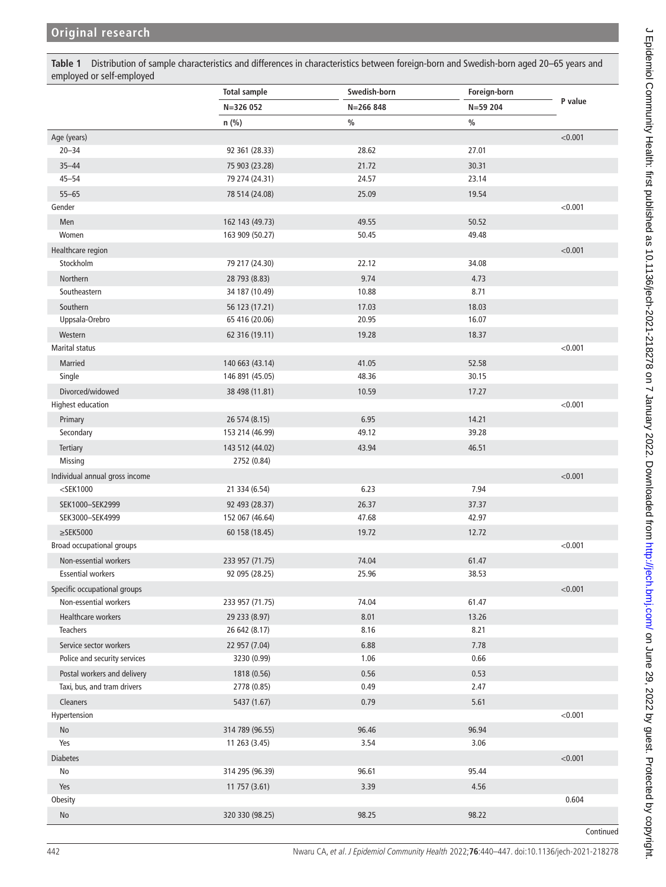**Table 1** Distribution of sample characteristics and differences in characteristics between foreign-born and Swedish-born aged 20–65 years and employed or self-employed

| | Total sample | Swedish-born | Foreign-born | P value |
|---|---|---|---|---|
| | N=326 052 | N=266 848 | N=59 204 | |
| | n (%) | % | % | |
| Age (years) | | | | <0.001 |
| 20–34 | 92 361 (28.33) | 28.62 | 27.01 | |
| 35–44 | 75 903 (23.28) | 21.72 | 30.31 | |
| 45–54 | 79 274 (24.31) | 24.57 | 23.14 | |
| 55–65 | 78 514 (24.08) | 25.09 | 19.54 | |
| Gender | | | | <0.001 |
| Men | 162 143 (49.73) | 49.55 | 50.52 | |
| Women | 163 909 (50.27) | 50.45 | 49.48 | |
| Healthcare region | | | | <0.001 |
| Stockholm | 79 217 (24.30) | 22.12 | 34.08 | |
| Northern | 28 793 (8.83) | 9.74 | 4.73 | |
| Southeastern | 34 187 (10.49) | 10.88 | 8.71 | |
| Southern | 56 123 (17.21) | 17.03 | 18.03 | |
| Uppsala-Orebro | 65 416 (20.06) | 20.95 | 16.07 | |
| Western | 62 316 (19.11) | 19.28 | 18.37 | |
| Marital status | | | | <0.001 |
| Married | 140 663 (43.14) | 41.05 | 52.58 | |
| Single | 146 891 (45.05) | 48.36 | 30.15 | |
| Divorced/widowed | 38 498 (11.81) | 10.59 | 17.27 | |
| Highest education | | | | <0.001 |
| Primary | 26 574 (8.15) | 6.95 | 14.21 | |
| Secondary | 153 214 (46.99) | 49.12 | 39.28 | |
| Tertiary | 143 512 (44.02) | 43.94 | 46.51 | |
| Missing | 2752 (0.84) | | | |
| Individual annual gross income | | | | <0.001 |
| <SEK1000 | 21 334 (6.54) | 6.23 | 7.94 | |
| SEK1000–SEK2999 | 92 493 (28.37) | 26.37 | 37.37 | |
| SEK3000–SEK4999 | 152 067 (46.64) | 47.68 | 42.97 | |
| ≥SEK5000 | 60 158 (18.45) | 19.72 | 12.72 | |
| Broad occupational groups | | | | <0.001 |
| Non-essential workers | 233 957 (71.75) | 74.04 | 61.47 | |
| Essential workers | 92 095 (28.25) | 25.96 | 38.53 | |
| Specific occupational groups | | | | <0.001 |
| Non-essential workers | 233 957 (71.75) | 74.04 | 61.47 | |
| Healthcare workers | 29 233 (8.97) | 8.01 | 13.26 | |
| Teachers | 26 642 (8.17) | 8.16 | 8.21 | |
| Service sector workers | 22 957 (7.04) | 6.88 | 7.78 | |
| Police and security services | 3230 (0.99) | 1.06 | 0.66 | |
| Postal workers and delivery | 1818 (0.56) | 0.56 | 0.53 | |
| Taxi, bus, and tram drivers | 2778 (0.85) | 0.49 | 2.47 | |
| Cleaners | 5437 (1.67) | 0.79 | 5.61 | |
| Hypertension | | | | <0.001 |
| No | 314 789 (96.55) | 96.46 | 96.94 | |
| Yes | 11 263 (3.45) | 3.54 | 3.06 | |
| Diabetes | | | | <0.001 |
| No | 314 295 (96.39) | 96.61 | 95.44 | |
| Yes | 11 757 (3.61) | 3.39 | 4.56 | |
| Obesity | | | | 0.604 |
| No | 320 330 (98.25) | 98.25 | 98.22 | |

Continued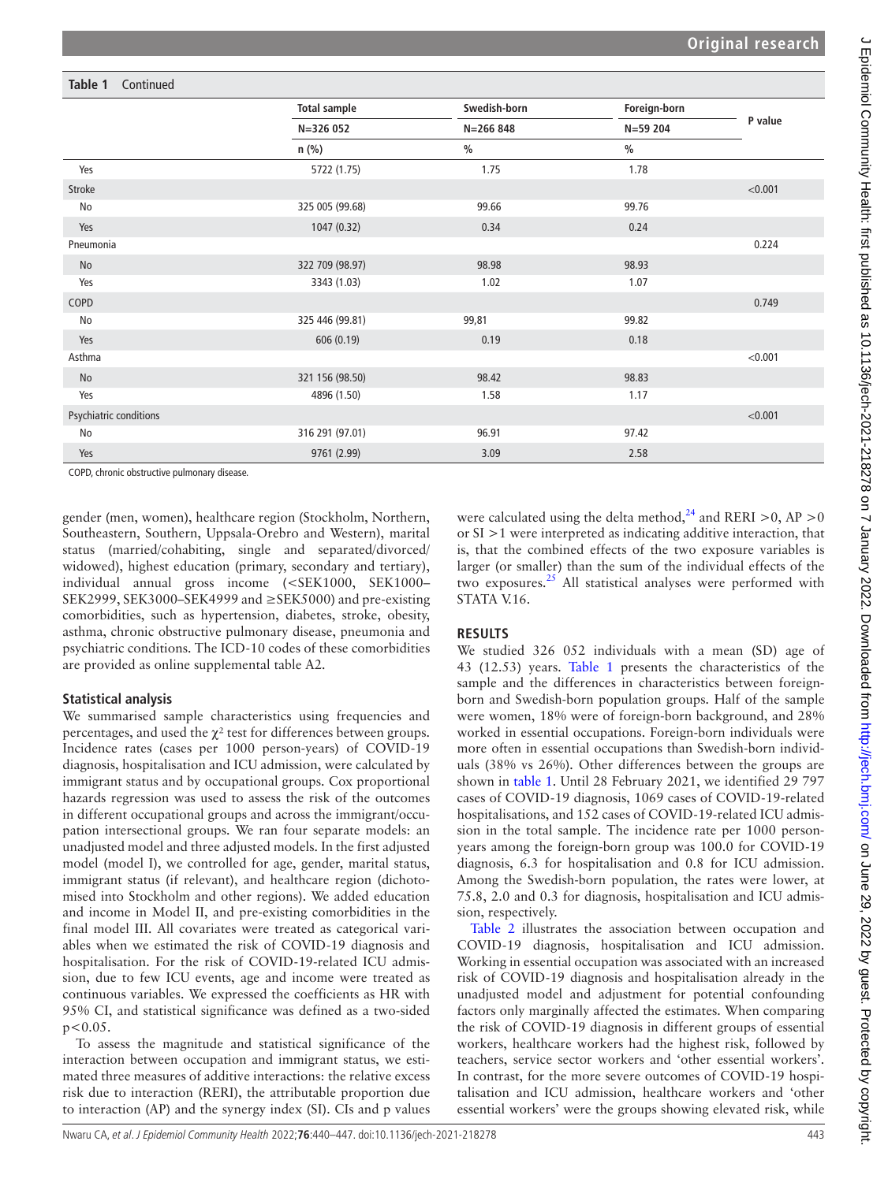**Table 1** Continued

| | Total sample | Swedish-born | Foreign-born | P value |
|---|---|---|---|---|
| | N=326 052 | N=266 848 | N=59 204 | |
| | n (%) | % | % | |
| Yes | 5722 (1.75) | 1.75 | 1.78 | |
| Stroke | | | | <0.001 |
| No | 325 005 (99.68) | 99.66 | 99.76 | |
| Yes | 1047 (0.32) | 0.34 | 0.24 | |
| Pneumonia | | | | 0.224 |
| No | 322 709 (98.97) | 98.98 | 98.93 | |
| Yes | 3343 (1.03) | 1.02 | 1.07 | |
| COPD | | | | 0.749 |
| No | 325 446 (99.81) | 99,81 | 99.82 | |
| Yes | 606 (0.19) | 0.19 | 0.18 | |
| Asthma | | | | <0.001 |
| No | 321 156 (98.50) | 98.42 | 98.83 | |
| Yes | 4896 (1.50) | 1.58 | 1.17 | |
| Psychiatric conditions | | | | <0.001 |
| No | 316 291 (97.01) | 96.91 | 97.42 | |
| Yes | 9761 (2.99) | 3.09 | 2.58 | |

COPD, chronic obstructive pulmonary disease.

gender (men, women), healthcare region (Stockholm, Northern, Southeastern, Southern, Uppsala-Orebro and Western), marital status (married/cohabiting, single and separated/divorced/widowed), highest education (primary, secondary and tertiary), individual annual gross income (<SEK1000, SEK1000–SEK2999, SEK3000–SEK4999 and ≥SEK5000) and pre-existing comorbidities, such as hypertension, diabetes, stroke, obesity, asthma, chronic obstructive pulmonary disease, pneumonia and psychiatric conditions. The ICD-10 codes of these comorbidities are provided as online supplemental table A2.

### Statistical analysis

We summarised sample characteristics using frequencies and percentages, and used the $\chi^2$ test for differences between groups. Incidence rates (cases per 1000 person-years) of COVID-19 diagnosis, hospitalisation and ICU admission, were calculated by immigrant status and by occupational groups. Cox proportional hazards regression was used to assess the risk of the outcomes in different occupational groups and across the immigrant/occupation intersectional groups. We ran four separate models: an unadjusted model and three adjusted models. In the first adjusted model (model I), we controlled for age, gender, marital status, immigrant status (if relevant), and healthcare region (dichotomised into Stockholm and other regions). We added education and income in Model II, and pre-existing comorbidities in the final model III. All covariates were treated as categorical variables when we estimated the risk of COVID-19 diagnosis and hospitalisation. For the risk of COVID-19-related ICU admission, due to few ICU events, age and income were treated as continuous variables. We expressed the coefficients as HR with 95% CI, and statistical significance was defined as a two-sided $p<0.05$.

To assess the magnitude and statistical significance of the interaction between occupation and immigrant status, we estimated three measures of additive interactions: the relative excess risk due to interaction (RERI), the attributable proportion due to interaction (AP) and the synergy index (SI). CIs and p values were calculated using the delta method,[24] and RERI >0, AP >0 or SI >1 were interpreted as indicating additive interaction, that is, that the combined effects of the two exposure variables is larger (or smaller) than the sum of the individual effects of the two exposures.[25] All statistical analyses were performed with STATA V.16.

## RESULTS

We studied 326 052 individuals with a mean (SD) age of 43 (12.53) years. Table 1 presents the characteristics of the sample and the differences in characteristics between foreign-born and Swedish-born population groups. Half of the sample were women, 18% were of foreign-born background, and 28% worked in essential occupations. Foreign-born individuals were more often in essential occupations than Swedish-born individuals (38% vs 26%). Other differences between the groups are shown in table 1. Until 28 February 2021, we identified 29 797 cases of COVID-19 diagnosis, 1069 cases of COVID-19-related hospitalisations, and 152 cases of COVID-19-related ICU admission in the total sample. The incidence rate per 1000 person-years among the foreign-born group was 100.0 for COVID-19 diagnosis, 6.3 for hospitalisation and 0.8 for ICU admission. Among the Swedish-born population, the rates were lower, at 75.8, 2.0 and 0.3 for diagnosis, hospitalisation and ICU admission, respectively.

Table 2 illustrates the association between occupation and COVID-19 diagnosis, hospitalisation and ICU admission. Working in essential occupation was associated with an increased risk of COVID-19 diagnosis and hospitalisation already in the unadjusted model and adjustment for potential confounding factors only marginally affected the estimates. When comparing the risk of COVID-19 diagnosis in different groups of essential workers, healthcare workers had the highest risk, followed by teachers, service sector workers and 'other essential workers'. In contrast, for the more severe outcomes of COVID-19 hospitalisation and ICU admission, healthcare workers and 'other essential workers' were the groups showing elevated risk, while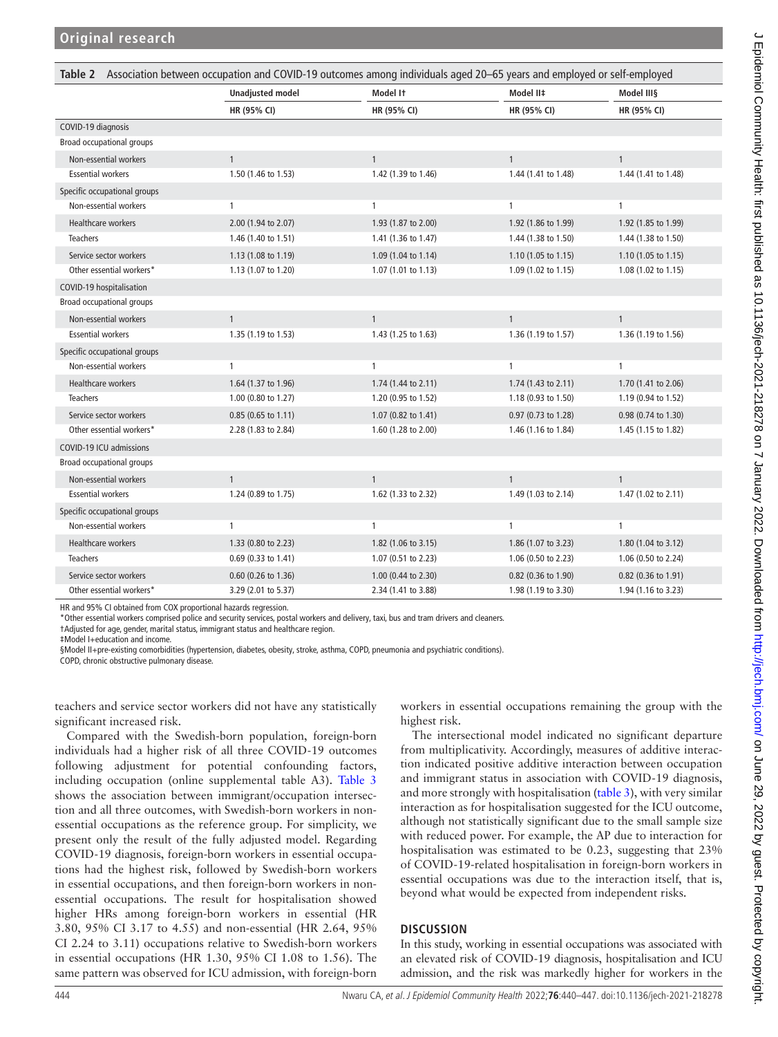**Table 2** Association between occupation and COVID-19 outcomes among individuals aged 20–65 years and employed or self-employed

| | Unadjusted model | Model I† | Model II‡ | Model III§ |
|---|---|---|---|---|
| | HR (95% CI) | HR (95% CI) | HR (95% CI) | HR (95% CI) |
| COVID-19 diagnosis | | | | |
| Broad occupational groups | | | | |
| Non-essential workers | 1 | 1 | 1 | 1 |
| Essential workers | 1.50 (1.46 to 1.53) | 1.42 (1.39 to 1.46) | 1.44 (1.41 to 1.48) | 1.44 (1.41 to 1.48) |
| Specific occupational groups | | | | |
| Non-essential workers | 1 | 1 | 1 | 1 |
| Healthcare workers | 2.00 (1.94 to 2.07) | 1.93 (1.87 to 2.00) | 1.92 (1.86 to 1.99) | 1.92 (1.85 to 1.99) |
| Teachers | 1.46 (1.40 to 1.51) | 1.41 (1.36 to 1.47) | 1.44 (1.38 to 1.50) | 1.44 (1.38 to 1.50) |
| Service sector workers | 1.13 (1.08 to 1.19) | 1.09 (1.04 to 1.14) | 1.10 (1.05 to 1.15) | 1.10 (1.05 to 1.15) |
| Other essential workers* | 1.13 (1.07 to 1.20) | 1.07 (1.01 to 1.13) | 1.09 (1.02 to 1.15) | 1.08 (1.02 to 1.15) |
| COVID-19 hospitalisation | | | | |
| Broad occupational groups | | | | |
| Non-essential workers | 1 | 1 | 1 | 1 |
| Essential workers | 1.35 (1.19 to 1.53) | 1.43 (1.25 to 1.63) | 1.36 (1.19 to 1.57) | 1.36 (1.19 to 1.56) |
| Specific occupational groups | | | | |
| Non-essential workers | 1 | 1 | 1 | 1 |
| Healthcare workers | 1.64 (1.37 to 1.96) | 1.74 (1.44 to 2.11) | 1.74 (1.43 to 2.11) | 1.70 (1.41 to 2.06) |
| Teachers | 1.00 (0.80 to 1.27) | 1.20 (0.95 to 1.52) | 1.18 (0.93 to 1.50) | 1.19 (0.94 to 1.52) |
| Service sector workers | 0.85 (0.65 to 1.11) | 1.07 (0.82 to 1.41) | 0.97 (0.73 to 1.28) | 0.98 (0.74 to 1.30) |
| Other essential workers* | 2.28 (1.83 to 2.84) | 1.60 (1.28 to 2.00) | 1.46 (1.16 to 1.84) | 1.45 (1.15 to 1.82) |
| COVID-19 ICU admissions | | | | |
| Broad occupational groups | | | | |
| Non-essential workers | 1 | 1 | 1 | 1 |
| Essential workers | 1.24 (0.89 to 1.75) | 1.62 (1.33 to 2.32) | 1.49 (1.03 to 2.14) | 1.47 (1.02 to 2.11) |
| Specific occupational groups | | | | |
| Non-essential workers | 1 | 1 | 1 | 1 |
| Healthcare workers | 1.33 (0.80 to 2.23) | 1.82 (1.06 to 3.15) | 1.86 (1.07 to 3.23) | 1.80 (1.04 to 3.12) |
| Teachers | 0.69 (0.33 to 1.41) | 1.07 (0.51 to 2.23) | 1.06 (0.50 to 2.23) | 1.06 (0.50 to 2.24) |
| Service sector workers | 0.60 (0.26 to 1.36) | 1.00 (0.44 to 2.30) | 0.82 (0.36 to 1.90) | 0.82 (0.36 to 1.91) |
| Other essential workers* | 3.29 (2.01 to 5.37) | 2.34 (1.41 to 3.88) | 1.98 (1.19 to 3.30) | 1.94 (1.16 to 3.23) |

HR and 95% CI obtained from COX proportional hazards regression.
*Other essential workers comprised police and security services, postal workers and delivery, taxi, bus and tram drivers and cleaners.
†Adjusted for age, gender, marital status, immigrant status and healthcare region.
‡Model I+education and income.
§Model II+pre-existing comorbidities (hypertension, diabetes, obesity, stroke, asthma, COPD, pneumonia and psychiatric conditions).
COPD, chronic obstructive pulmonary disease.

teachers and service sector workers did not have any statistically significant increased risk.

Compared with the Swedish-born population, foreign-born individuals had a higher risk of all three COVID-19 outcomes following adjustment for potential confounding factors, including occupation (online supplemental table A3). Table 3 shows the association between immigrant/occupation intersection and all three outcomes, with Swedish-born workers in non-essential occupations as the reference group. For simplicity, we present only the result of the fully adjusted model. Regarding COVID-19 diagnosis, foreign-born workers in essential occupations had the highest risk, followed by Swedish-born workers in essential occupations, and then foreign-born workers in non-essential occupations. The result for hospitalisation showed higher HRs among foreign-born workers in essential (HR 3.80, 95% CI 3.17 to 4.55) and non-essential (HR 2.64, 95% CI 2.24 to 3.11) occupations relative to Swedish-born workers in essential occupations (HR 1.30, 95% CI 1.08 to 1.56). The same pattern was observed for ICU admission, with foreign-born workers in essential occupations remaining the group with the highest risk.

The intersectional model indicated no significant departure from multiplicativity. Accordingly, measures of additive interaction indicated positive additive interaction between occupation and immigrant status in association with COVID-19 diagnosis, and more strongly with hospitalisation (table 3), with very similar interaction as for hospitalisation suggested for the ICU outcome, although not statistically significant due to the small sample size with reduced power. For example, the AP due to interaction for hospitalisation was estimated to be 0.23, suggesting that 23% of COVID-19-related hospitalisation in foreign-born workers in essential occupations was due to the interaction itself, that is, beyond what would be expected from independent risks.

## DISCUSSION

In this study, working in essential occupations was associated with an elevated risk of COVID-19 diagnosis, hospitalisation and ICU admission, and the risk was markedly higher for workers in the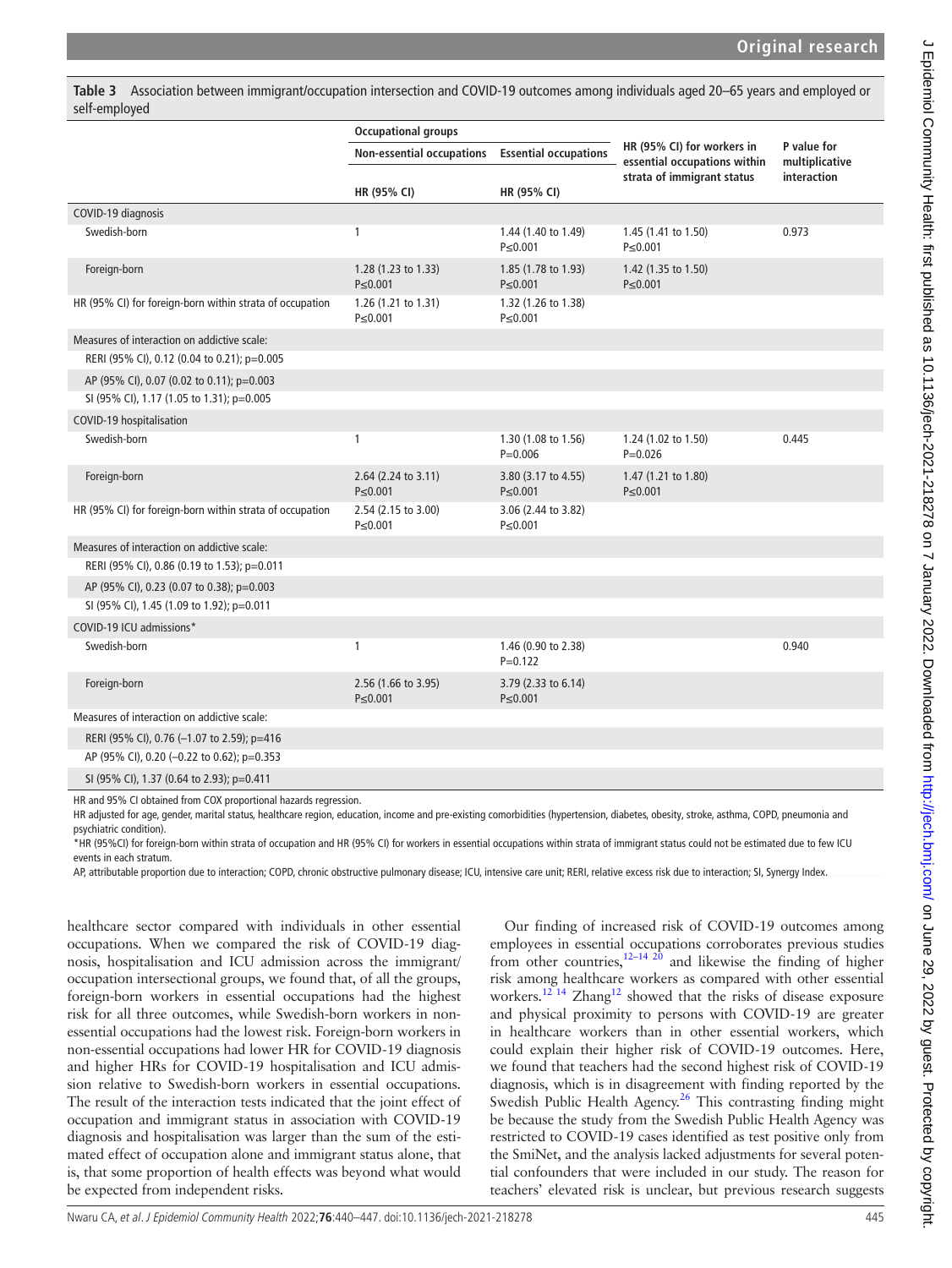**Table 3** Association between immigrant/occupation intersection and COVID-19 outcomes among individuals aged 20–65 years and employed or self-employed

| | Occupational groups | | HR (95% CI) for workers in essential occupations within strata of immigrant status | P value for multiplicative interaction |
|---|---|---|---|---|
| | Non-essential occupations | Essential occupations | | |
| | HR (95% CI) | HR (95% CI) | | |
| **COVID-19 diagnosis** | | | | |
| Swedish-born | 1 | 1.44 (1.40 to 1.49) P≤0.001 | 1.45 (1.41 to 1.50) P≤0.001 | 0.973 |
| Foreign-born | 1.28 (1.23 to 1.33) P≤0.001 | 1.85 (1.78 to 1.93) P≤0.001 | 1.42 (1.35 to 1.50) P≤0.001 | |
| HR (95% CI) for foreign-born within strata of occupation | 1.26 (1.21 to 1.31) P≤0.001 | 1.32 (1.26 to 1.38) P≤0.001 | | |
| Measures of interaction on addictive scale: | | | | |
| RERI (95% CI), 0.12 (0.04 to 0.21); p=0.005 | | | | |
| AP (95% CI), 0.07 (0.02 to 0.11); p=0.003 | | | | |
| SI (95% CI), 1.17 (1.05 to 1.31); p=0.005 | | | | |
| **COVID-19 hospitalisation** | | | | |
| Swedish-born | 1 | 1.30 (1.08 to 1.56) P=0.006 | 1.24 (1.02 to 1.50) P=0.026 | 0.445 |
| Foreign-born | 2.64 (2.24 to 3.11) P≤0.001 | 3.80 (3.17 to 4.55) P≤0.001 | 1.47 (1.21 to 1.80) P≤0.001 | |
| HR (95% CI) for foreign-born within strata of occupation | 2.54 (2.15 to 3.00) P≤0.001 | 3.06 (2.44 to 3.82) P≤0.001 | | |
| Measures of interaction on addictive scale: | | | | |
| RERI (95% CI), 0.86 (0.19 to 1.53); p=0.011 | | | | |
| AP (95% CI), 0.23 (0.07 to 0.38); p=0.003 | | | | |
| SI (95% CI), 1.45 (1.09 to 1.92); p=0.011 | | | | |
| **COVID-19 ICU admissions*** | | | | |
| Swedish-born | 1 | 1.46 (0.90 to 2.38) P=0.122 | | 0.940 |
| Foreign-born | 2.56 (1.66 to 3.95) P≤0.001 | 3.79 (2.33 to 6.14) P≤0.001 | | |
| Measures of interaction on addictive scale: | | | | |
| RERI (95% CI), 0.76 (−1.07 to 2.59); p=416 | | | | |
| AP (95% CI), 0.20 (−0.22 to 0.62); p=0.353 | | | | |
| SI (95% CI), 1.37 (0.64 to 2.93); p=0.411 | | | | |

HR and 95% CI obtained from COX proportional hazards regression.

HR adjusted for age, gender, marital status, healthcare region, education, income and pre-existing comorbidities (hypertension, diabetes, obesity, stroke, asthma, COPD, pneumonia and psychiatric condition).

*HR (95%CI) for foreign-born within strata of occupation and HR (95% CI) for workers in essential occupations within strata of immigrant status could not be estimated due to few ICU events in each stratum.

AP, attributable proportion due to interaction; COPD, chronic obstructive pulmonary disease; ICU, intensive care unit; RERI, relative excess risk due to interaction; SI, Synergy Index.

healthcare sector compared with individuals in other essential occupations. When we compared the risk of COVID-19 diagnosis, hospitalisation and ICU admission across the immigrant/occupation intersectional groups, we found that, of all the groups, foreign-born workers in essential occupations had the highest risk for all three outcomes, while Swedish-born workers in non-essential occupations had the lowest risk. Foreign-born workers in non-essential occupations had lower HR for COVID-19 diagnosis and higher HRs for COVID-19 hospitalisation and ICU admission relative to Swedish-born workers in essential occupations. The result of the interaction tests indicated that the joint effect of occupation and immigrant status in association with COVID-19 diagnosis and hospitalisation was larger than the sum of the estimated effect of occupation alone and immigrant status alone, that is, that some proportion of health effects was beyond what would be expected from independent risks.

Our finding of increased risk of COVID-19 outcomes among employees in essential occupations corroborates previous studies from other countries,[12–14 20] and likewise the finding of higher risk among healthcare workers as compared with other essential workers.[12 14] Zhang[12] showed that the risks of disease exposure and physical proximity to persons with COVID-19 are greater in healthcare workers than in other essential workers, which could explain their higher risk of COVID-19 outcomes. Here, we found that teachers had the second highest risk of COVID-19 diagnosis, which is in disagreement with finding reported by the Swedish Public Health Agency.[26] This contrasting finding might be because the study from the Swedish Public Health Agency was restricted to COVID-19 cases identified as test positive only from the SmiNet, and the analysis lacked adjustments for several potential confounders that were included in our study. The reason for teachers' elevated risk is unclear, but previous research suggests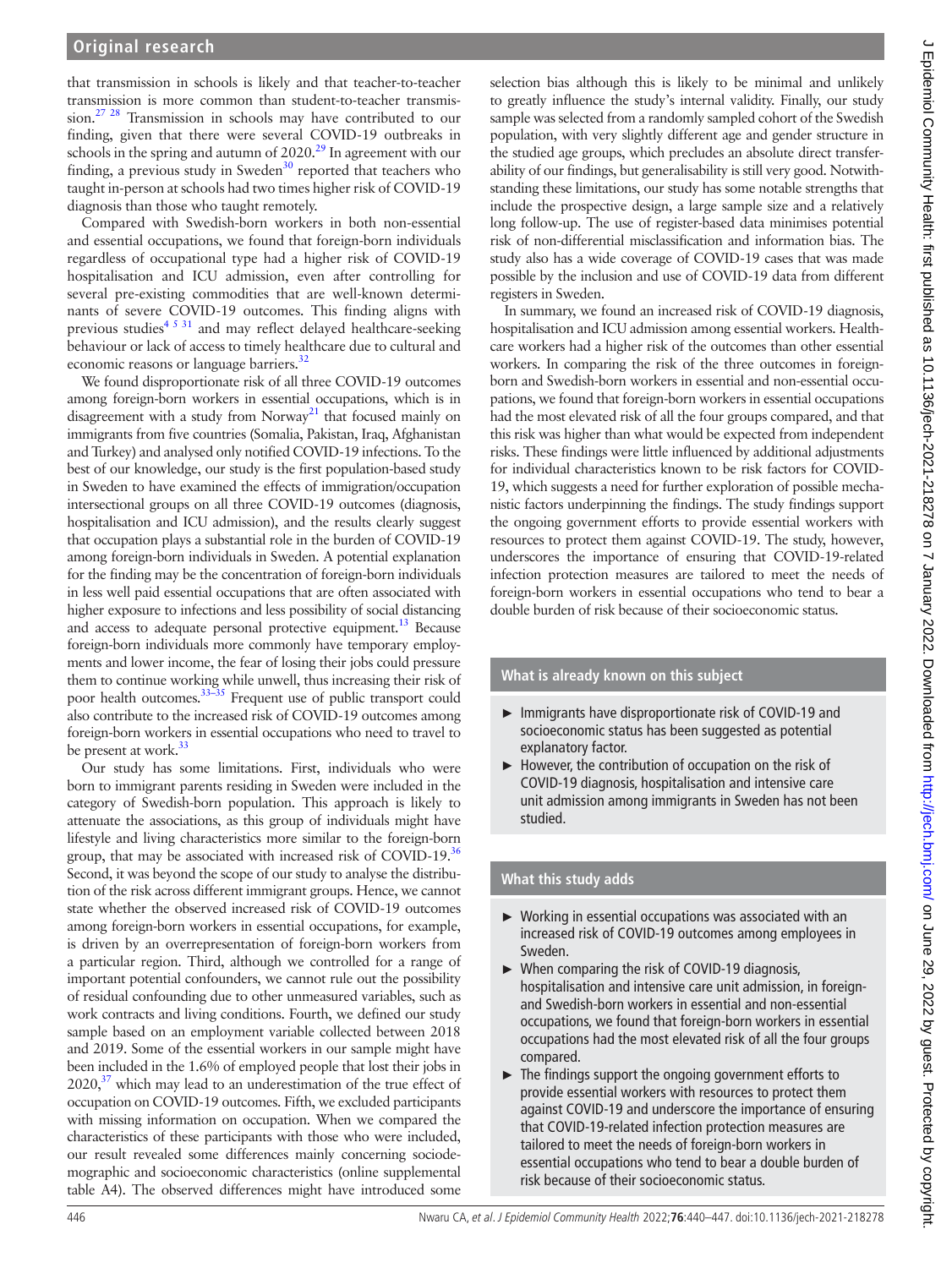that transmission in schools is likely and that teacher-to-teacher transmission is more common than student-to-teacher transmission.[27 28] Transmission in schools may have contributed to our finding, given that there were several COVID-19 outbreaks in schools in the spring and autumn of 2020.[29] In agreement with our finding, a previous study in Sweden[30] reported that teachers who taught in-person at schools had two times higher risk of COVID-19 diagnosis than those who taught remotely.

Compared with Swedish-born workers in both non-essential and essential occupations, we found that foreign-born individuals regardless of occupational type had a higher risk of COVID-19 hospitalisation and ICU admission, even after controlling for several pre-existing commodities that are well-known determinants of severe COVID-19 outcomes. This finding aligns with previous studies[4 5 31] and may reflect delayed healthcare-seeking behaviour or lack of access to timely healthcare due to cultural and economic reasons or language barriers.[32]

We found disproportionate risk of all three COVID-19 outcomes among foreign-born workers in essential occupations, which is in disagreement with a study from Norway[21] that focused mainly on immigrants from five countries (Somalia, Pakistan, Iraq, Afghanistan and Turkey) and analysed only notified COVID-19 infections. To the best of our knowledge, our study is the first population-based study in Sweden to have examined the effects of immigration/occupation intersectional groups on all three COVID-19 outcomes (diagnosis, hospitalisation and ICU admission), and the results clearly suggest that occupation plays a substantial role in the burden of COVID-19 among foreign-born individuals in Sweden. A potential explanation for the finding may be the concentration of foreign-born individuals in less well paid essential occupations that are often associated with higher exposure to infections and less possibility of social distancing and access to adequate personal protective equipment.[13] Because foreign-born individuals more commonly have temporary employments and lower income, the fear of losing their jobs could pressure them to continue working while unwell, thus increasing their risk of poor health outcomes.[33–35] Frequent use of public transport could also contribute to the increased risk of COVID-19 outcomes among foreign-born workers in essential occupations who need to travel to be present at work.[33]

Our study has some limitations. First, individuals who were born to immigrant parents residing in Sweden were included in the category of Swedish-born population. This approach is likely to attenuate the associations, as this group of individuals might have lifestyle and living characteristics more similar to the foreign-born group, that may be associated with increased risk of COVID-19.[36] Second, it was beyond the scope of our study to analyse the distribution of the risk across different immigrant groups. Hence, we cannot state whether the observed increased risk of COVID-19 outcomes among foreign-born workers in essential occupations, for example, is driven by an overrepresentation of foreign-born workers from a particular region. Third, although we controlled for a range of important potential confounders, we cannot rule out the possibility of residual confounding due to other unmeasured variables, such as work contracts and living conditions. Fourth, we defined our study sample based on an employment variable collected between 2018 and 2019. Some of the essential workers in our sample might have been included in the 1.6% of employed people that lost their jobs in 2020,[37] which may lead to an underestimation of the true effect of occupation on COVID-19 outcomes. Fifth, we excluded participants with missing information on occupation. When we compared the characteristics of these participants with those who were included, our result revealed some differences mainly concerning sociodemographic and socioeconomic characteristics (online supplemental table A4). The observed differences might have introduced some selection bias although this is likely to be minimal and unlikely to greatly influence the study's internal validity. Finally, our study sample was selected from a randomly sampled cohort of the Swedish population, with very slightly different age and gender structure in the studied age groups, which precludes an absolute direct transferability of our findings, but generalisability is still very good. Notwithstanding these limitations, our study has some notable strengths that include the prospective design, a large sample size and a relatively long follow-up. The use of register-based data minimises potential risk of non-differential misclassification and information bias. The study also has a wide coverage of COVID-19 cases that was made possible by the inclusion and use of COVID-19 data from different registers in Sweden.

In summary, we found an increased risk of COVID-19 diagnosis, hospitalisation and ICU admission among essential workers. Healthcare workers had a higher risk of the outcomes than other essential workers. In comparing the risk of the three outcomes in foreign-born and Swedish-born workers in essential and non-essential occupations, we found that foreign-born workers in essential occupations had the most elevated risk of all the four groups compared, and that this risk was higher than what would be expected from independent risks. These findings were little influenced by additional adjustments for individual characteristics known to be risk factors for COVID-19, which suggests a need for further exploration of possible mechanistic factors underpinning the findings. The study findings support the ongoing government efforts to provide essential workers with resources to protect them against COVID-19. The study, however, underscores the importance of ensuring that COVID-19-related infection protection measures are tailored to meet the needs of foreign-born workers in essential occupations who tend to bear a double burden of risk because of their socioeconomic status.

### What is already known on this subject

- Immigrants have disproportionate risk of COVID-19 and socioeconomic status has been suggested as potential explanatory factor.
- However, the contribution of occupation on the risk of COVID-19 diagnosis, hospitalisation and intensive care unit admission among immigrants in Sweden has not been studied.

### What this study adds

- Working in essential occupations was associated with an increased risk of COVID-19 outcomes among employees in Sweden.
- When comparing the risk of COVID-19 diagnosis, hospitalisation and intensive care unit admission, in foreign- and Swedish-born workers in essential and non-essential occupations, we found that foreign-born workers in essential occupations had the most elevated risk of all the four groups compared.
- The findings support the ongoing government efforts to provide essential workers with resources to protect them against COVID-19 and underscore the importance of ensuring that COVID-19-related infection protection measures are tailored to meet the needs of foreign-born workers in essential occupations who tend to bear a double burden of risk because of their socioeconomic status.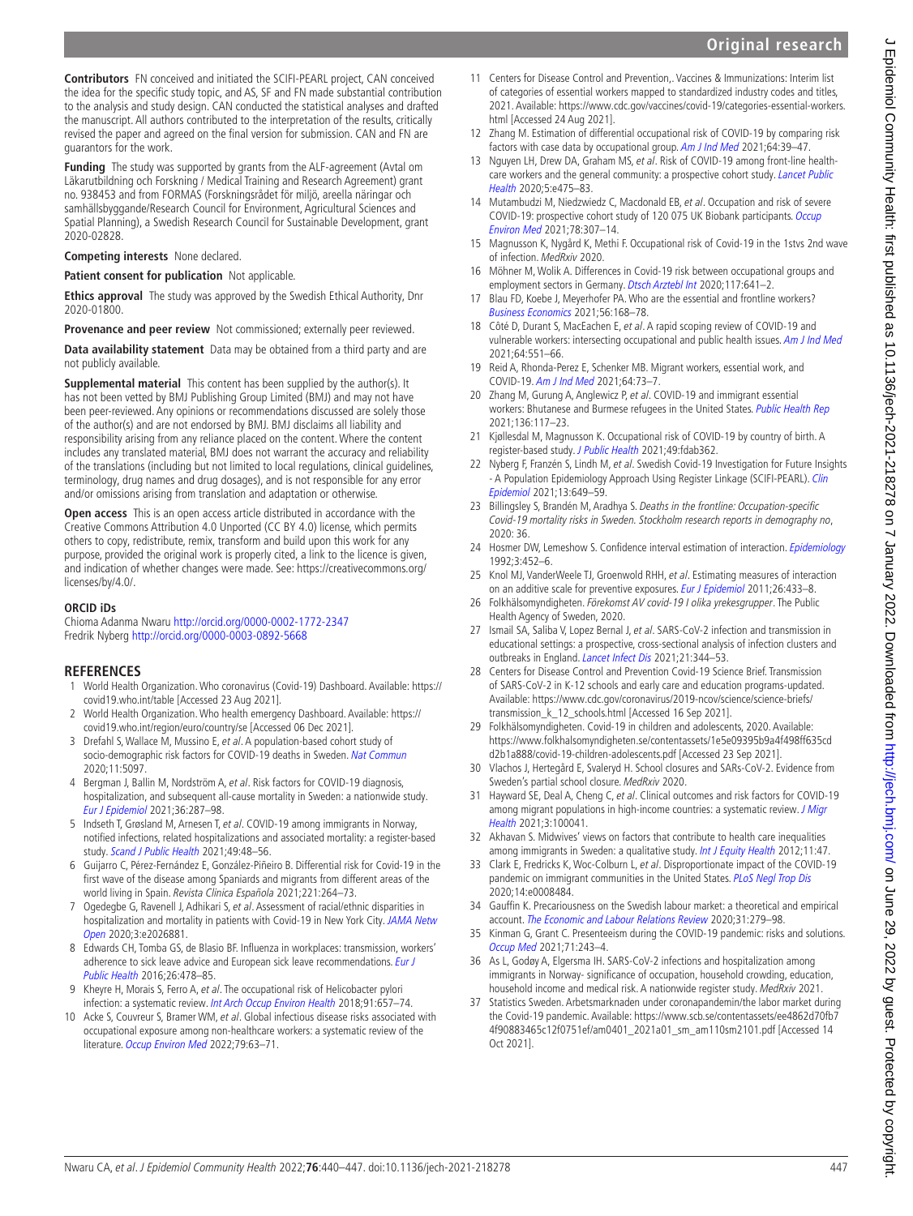**Contributors** FN conceived and initiated the SCIFI-PEARL project, CAN conceived the idea for the specific study topic, and AS, SF and FN made substantial contribution to the analysis and study design. CAN conducted the statistical analyses and drafted the manuscript. All authors contributed to the interpretation of the results, critically revised the paper and agreed on the final version for submission. CAN and FN are guarantors for the work.

**Funding** The study was supported by grants from the ALF-agreement (Avtal om Läkarutbildning och Forskning / Medical Training and Research Agreement) grant no. 938453 and from FORMAS (Forskningsrådet för miljö, areella näringar och samhällsbyggande/Research Council for Environment, Agricultural Sciences and Spatial Planning), a Swedish Research Council for Sustainable Development, grant 2020-02828.

**Competing interests** None declared.

**Patient consent for publication** Not applicable.

**Ethics approval** The study was approved by the Swedish Ethical Authority, Dnr 2020-01800.

**Provenance and peer review** Not commissioned; externally peer reviewed.

**Data availability statement** Data may be obtained from a third party and are not publicly available.

**Supplemental material** This content has been supplied by the author(s). It has not been vetted by BMJ Publishing Group Limited (BMJ) and may not have been peer-reviewed. Any opinions or recommendations discussed are solely those of the author(s) and are not endorsed by BMJ. BMJ disclaims all liability and responsibility arising from any reliance placed on the content. Where the content includes any translated material, BMJ does not warrant the accuracy and reliability of the translations (including but not limited to local regulations, clinical guidelines, terminology, drug names and drug dosages), and is not responsible for any error and/or omissions arising from translation and adaptation or otherwise.

**Open access** This is an open access article distributed in accordance with the Creative Commons Attribution 4.0 Unported (CC BY 4.0) license, which permits others to copy, redistribute, remix, transform and build upon this work for any purpose, provided the original work is properly cited, a link to the licence is given, and indication of whether changes were made. See: https://creativecommons.org/licenses/by/4.0/.

### ORCID iDs

Chioma Adanma Nwaru http://orcid.org/0000-0002-1772-2347
Fredrik Nyberg http://orcid.org/0000-0003-0892-5668

## REFERENCES

1. World Health Organization. Who coronavirus (Covid-19) Dashboard. Available: https://covid19.who.int/table [Accessed 23 Aug 2021].
2. World Health Organization. Who health emergency Dashboard. Available: https://covid19.who.int/region/euro/country/se [Accessed 06 Dec 2021].
3. Drefahl S, Wallace M, Mussino E, *et al*. A population-based cohort study of socio-demographic risk factors for COVID-19 deaths in Sweden. *Nat Commun* 2020;11:5097.
4. Bergman J, Ballin M, Nordström A, *et al*. Risk factors for COVID-19 diagnosis, hospitalization, and subsequent all-cause mortality in Sweden: a nationwide study. *Eur J Epidemiol* 2021;36:287–98.
5. Indseth T, Grøsland M, Arnesen T, *et al*. COVID-19 among immigrants in Norway, notified infections, related hospitalizations and associated mortality: a register-based study. *Scand J Public Health* 2021;49:48–56.
6. Guijarro C, Pérez-Fernández E, González-Piñeiro B. Differential risk for Covid-19 in the first wave of the disease among Spaniards and migrants from different areas of the world living in Spain. *Revista Clínica Española* 2021;221:264–73.
7. Ogedegbe G, Ravenell J, Adhikari S, *et al*. Assessment of racial/ethnic disparities in hospitalization and mortality in patients with Covid-19 in New York City. *JAMA Netw Open* 2020;3:e2026881.
8. Edwards CH, Tomba GS, de Blasio BF. Influenza in workplaces: transmission, workers' adherence to sick leave advice and European sick leave recommendations. *Eur J Public Health* 2016;26:478–85.
9. Kheyre H, Morais S, Ferro A, *et al*. The occupational risk of Helicobacter pylori infection: a systematic review. *Int Arch Occup Environ Health* 2018;91:657–74.
10. Acke S, Couvreur S, Bramer WM, *et al*. Global infectious disease risks associated with occupational exposure among non-healthcare workers: a systematic review of the literature. *Occup Environ Med* 2022;79:63–71.
11. Centers for Disease Control and Prevention,. Vaccines & Immunizations: Interim list of categories of essential workers mapped to standardized industry codes and titles, 2021. Available: https://www.cdc.gov/vaccines/covid-19/categories-essential-workers.html [Accessed 24 Aug 2021].
12. Zhang M. Estimation of differential occupational risk of COVID-19 by comparing risk factors with case data by occupational group. *Am J Ind Med* 2021;64:39–47.
13. Nguyen LH, Drew DA, Graham MS, *et al*. Risk of COVID-19 among front-line health-care workers and the general community: a prospective cohort study. *Lancet Public Health* 2020;5:e475–83.
14. Mutambudzi M, Niedzwiedz C, Macdonald EB, *et al*. Occupation and risk of severe COVID-19: prospective cohort study of 120 075 UK Biobank participants. *Occup Environ Med* 2021;78:307–14.
15. Magnusson K, Nygård K, Methi F. Occupational risk of Covid-19 in the 1stvs 2nd wave of infection. *MedRxiv* 2020.
16. Möhner M, Wolik A. Differences in Covid-19 risk between occupational groups and employment sectors in Germany. *Dtsch Arztebl Int* 2020;117:641–2.
17. Blau FD, Koebe J, Meyerhofer PA. Who are the essential and frontline workers? *Business Economics* 2021;56:168–78.
18. Côté D, Durant S, MacEachen E, *et al*. A rapid scoping review of COVID-19 and vulnerable workers: intersecting occupational and public health issues. *Am J Ind Med* 2021;64:551–66.
19. Reid A, Rhonda-Perez E, Schenker MB. Migrant workers, essential work, and COVID-19. *Am J Ind Med* 2021;64:73–7.
20. Zhang M, Gurung A, Anglewicz P, *et al*. COVID-19 and immigrant essential workers: Bhutanese and Burmese refugees in the United States. *Public Health Rep* 2021;136:117–23.
21. Kjøllesdal M, Magnusson K. Occupational risk of COVID-19 by country of birth. A register-based study. *J Public Health* 2021;49:fdab362.
22. Nyberg F, Franzén S, Lindh M, *et al*. Swedish Covid-19 Investigation for Future Insights - A Population Epidemiology Approach Using Register Linkage (SCIFI-PEARL). *Clin Epidemiol* 2021;13:649–59.
23. Billingsley S, Brandén M, Aradhya S. *Deaths in the frontline: Occupation-specific Covid-19 mortality risks in Sweden. Stockholm research reports in demography no*, 2020: 36.
24. Hosmer DW, Lemeshow S. Confidence interval estimation of interaction. *Epidemiology* 1992;3:452–6.
25. Knol MJ, VanderWeele TJ, Groenwold RHH, *et al*. Estimating measures of interaction on an additive scale for preventive exposures. *Eur J Epidemiol* 2011;26:433–8.
26. Folkhälsomyndigheten. *Förekomst AV covid-19 I olika yrekesgrupper*. The Public Health Agency of Sweden, 2020.
27. Ismail SA, Saliba V, Lopez Bernal J, *et al*. SARS-CoV-2 infection and transmission in educational settings: a prospective, cross-sectional analysis of infection clusters and outbreaks in England. *Lancet Infect Dis* 2021;21:344–53.
28. Centers for Disease Control and Prevention Covid-19 Science Brief. Transmission of SARS-CoV-2 in K-12 schools and early care and education programs-updated. Available: https://www.cdc.gov/coronavirus/2019-ncov/science/science-briefs/transmission_k_12_schools.html [Accessed 16 Sep 2021].
29. Folkhälsomyndigheten. Covid-19 in children and adolescents, 2020. Available: https://www.folkhalsomyndigheten.se/contentassets/1e5e09395b9a4f498ff635cdd2b1a888/covid-19-children-adolescents.pdf [Accessed 23 Sep 2021].
30. Vlachos J, Hertegård E, Svaleryd H. School closures and SARs-CoV-2. Evidence from Sweden's partial school closure. *MedRxiv* 2020.
31. Hayward SE, Deal A, Cheng C, *et al*. Clinical outcomes and risk factors for COVID-19 among migrant populations in high-income countries: a systematic review. *J Migr Health* 2021;3:100041.
32. Akhavan S. Midwives' views on factors that contribute to health care inequalities among immigrants in Sweden: a qualitative study. *Int J Equity Health* 2012;11:47.
33. Clark E, Fredricks K, Woc-Colburn L, *et al*. Disproportionate impact of the COVID-19 pandemic on immigrant communities in the United States. *PLoS Negl Trop Dis* 2020;14:e0008484.
34. Gauffin K. Precariousness on the Swedish labour market: a theoretical and empirical account. *The Economic and Labour Relations Review* 2020;31:279–98.
35. Kinman G, Grant C. Presenteeism during the COVID-19 pandemic: risks and solutions. *Occup Med* 2021;71:243–4.
36. As L, Godøy A, Elgersma IH. SARS-CoV-2 infections and hospitalization among immigrants in Norway- significance of occupation, household crowding, education, household income and medical risk. A nationwide register study. *MedRxiv* 2021.
37. Statistics Sweden. Arbetsmarknaden under coronapandemin/the labor market during the Covid-19 pandemic. Available: https://www.scb.se/contentassets/ee4862d70fb74f90883465c12f0751ef/am0401_2021a01_sm_am110sm2101.pdf [Accessed 14 Oct 2021].